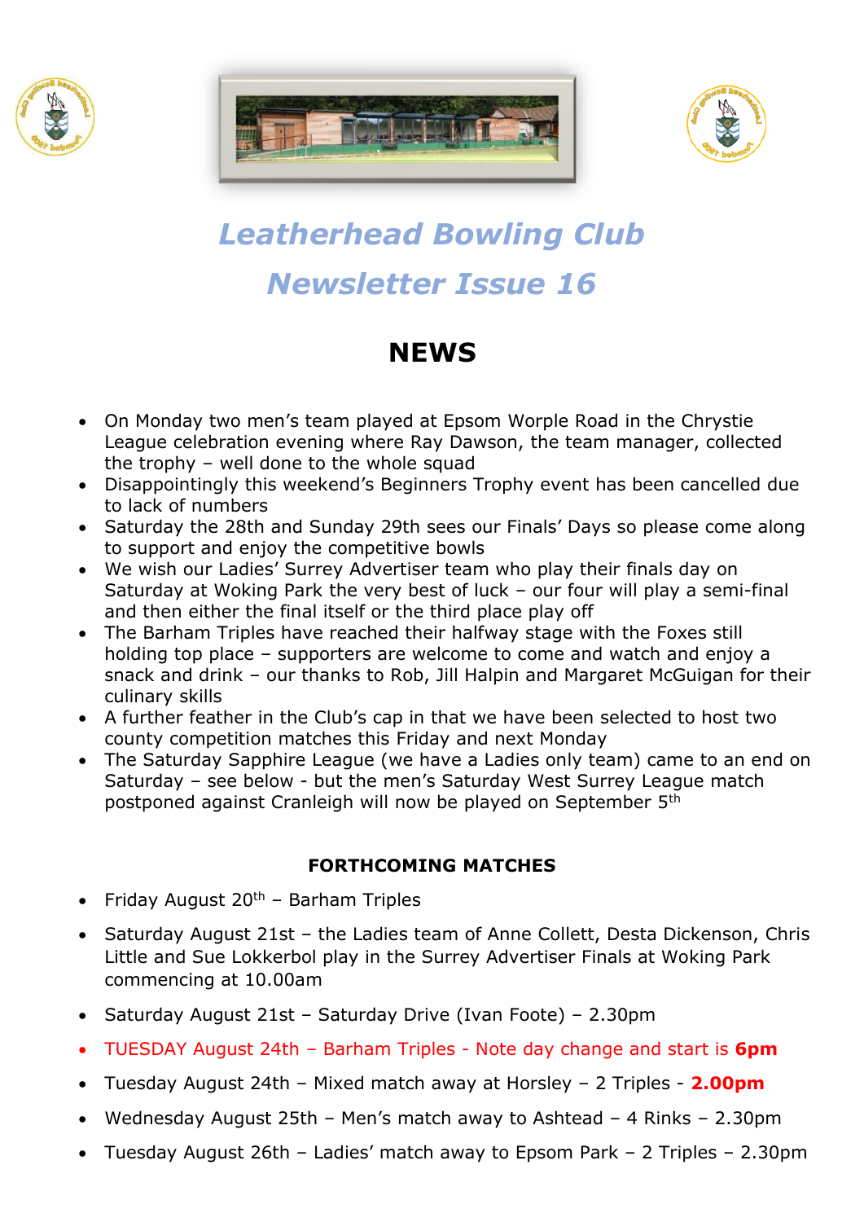# *Leatherhead Bowling Club*

# *Newsletter Issue 16*

## NEWS

- On Monday two men's team played at Epsom Worple Road in the Chrystie League celebration evening where Ray Dawson, the team manager, collected the trophy – well done to the whole squad
- Disappointingly this weekend's Beginners Trophy event has been cancelled due to lack of numbers
- Saturday the 28th and Sunday 29th sees our Finals' Days so please come along to support and enjoy the competitive bowls
- We wish our Ladies' Surrey Advertiser team who play their finals day on Saturday at Woking Park the very best of luck – our four will play a semi-final and then either the final itself or the third place play off
- The Barham Triples have reached their halfway stage with the Foxes still holding top place – supporters are welcome to come and watch and enjoy a snack and drink – our thanks to Rob, Jill Halpin and Margaret McGuigan for their culinary skills
- A further feather in the Club's cap in that we have been selected to host two county competition matches this Friday and next Monday
- The Saturday Sapphire League (we have a Ladies only team) came to an end on Saturday – see below - but the men's Saturday West Surrey League match postponed against Cranleigh will now be played on September 5th

### FORTHCOMING MATCHES

- Friday August 20th – Barham Triples
- Saturday August 21st – the Ladies team of Anne Collett, Desta Dickenson, Chris Little and Sue Lokkerbol play in the Surrey Advertiser Finals at Woking Park commencing at 10.00am
- Saturday August 21st – Saturday Drive (Ivan Foote) – 2.30pm
- TUESDAY August 24th – Barham Triples - Note day change and start is **6pm**
- Tuesday August 24th – Mixed match away at Horsley – 2 Triples - **2.00pm**
- Wednesday August 25th – Men's match away to Ashtead – 4 Rinks – 2.30pm
- Tuesday August 26th – Ladies' match away to Epsom Park – 2 Triples – 2.30pm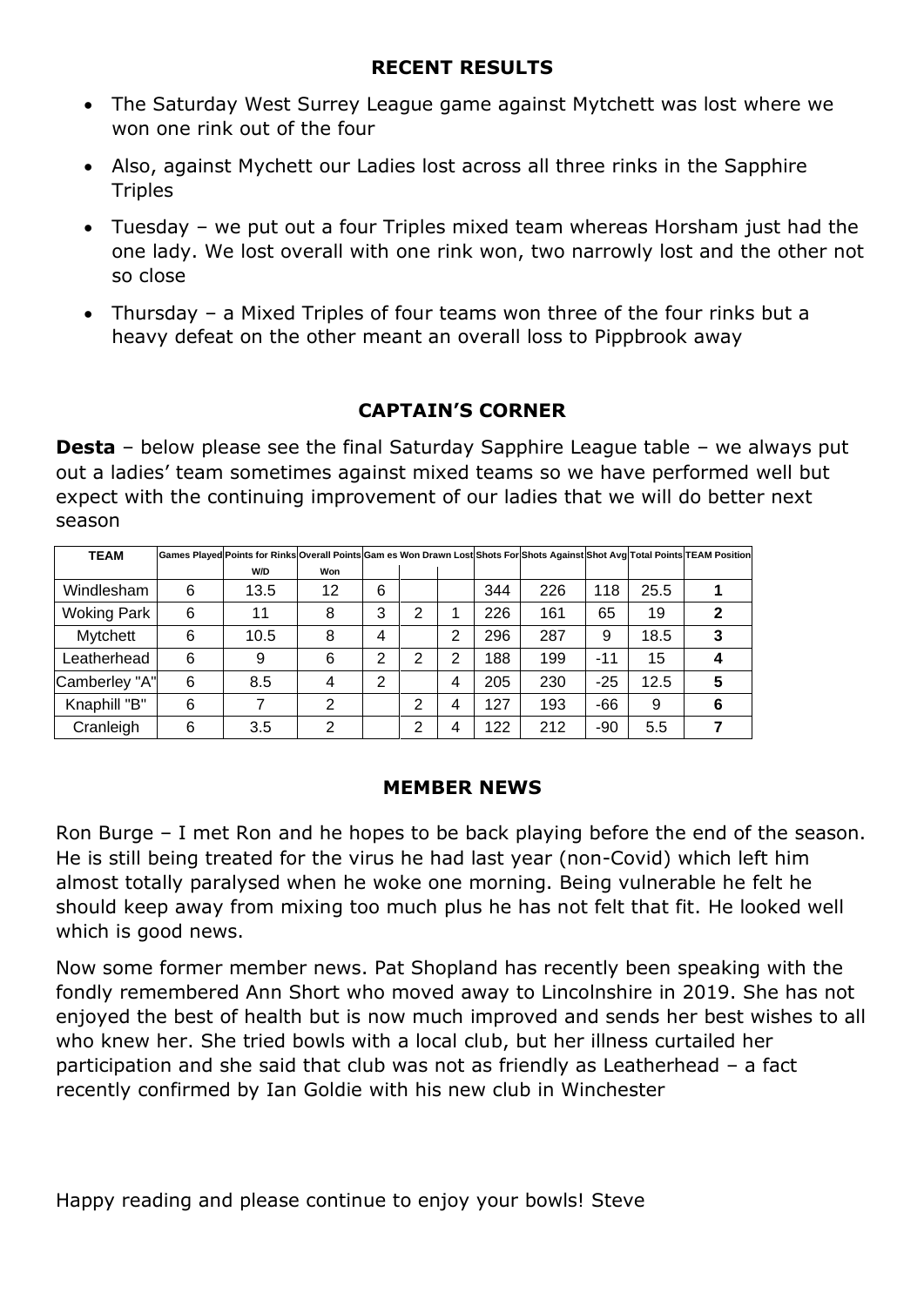## RECENT RESULTS

- The Saturday West Surrey League game against Mytchett was lost where we won one rink out of the four
- Also, against Mychett our Ladies lost across all three rinks in the Sapphire Triples
- Tuesday – we put out a four Triples mixed team whereas Horsham just had the one lady. We lost overall with one rink won, two narrowly lost and the other not so close
- Thursday – a Mixed Triples of four teams won three of the four rinks but a heavy defeat on the other meant an overall loss to Pippbrook away

## CAPTAIN'S CORNER

**Desta** – below please see the final Saturday Sapphire League table – we always put out a ladies' team sometimes against mixed teams so we have performed well but expect with the continuing improvement of our ladies that we will do better next season

| TEAM | Games Played | Points for Rinks | Overall Points | Gam es Won | Drawn | Lost | Shots For | Shots Against | Shot Avg | Total Points | TEAM Position |
|---|---|---|---|---|---|---|---|---|---|---|---|
| | | W/D | Won | | | | | | | | |
| Windlesham | 6 | 13.5 | 12 | 6 | | | 344 | 226 | 118 | 25.5 | **1** |
| Woking Park | 6 | 11 | 8 | 3 | 2 | 1 | 226 | 161 | 65 | 19 | **2** |
| Mytchett | 6 | 10.5 | 8 | 4 | | 2 | 296 | 287 | 9 | 18.5 | **3** |
| Leatherhead | 6 | 9 | 6 | 2 | 2 | 2 | 188 | 199 | -11 | 15 | **4** |
| Camberley "A" | 6 | 8.5 | 4 | 2 | | 4 | 205 | 230 | -25 | 12.5 | **5** |
| Knaphill "B" | 6 | 7 | 2 | | 2 | 4 | 127 | 193 | -66 | 9 | **6** |
| Cranleigh | 6 | 3.5 | 2 | | 2 | 4 | 122 | 212 | -90 | 5.5 | **7** |

## MEMBER NEWS

Ron Burge – I met Ron and he hopes to be back playing before the end of the season. He is still being treated for the virus he had last year (non-Covid) which left him almost totally paralysed when he woke one morning. Being vulnerable he felt he should keep away from mixing too much plus he has not felt that fit. He looked well which is good news.

Now some former member news. Pat Shopland has recently been speaking with the fondly remembered Ann Short who moved away to Lincolnshire in 2019. She has not enjoyed the best of health but is now much improved and sends her best wishes to all who knew her. She tried bowls with a local club, but her illness curtailed her participation and she said that club was not as friendly as Leatherhead – a fact recently confirmed by Ian Goldie with his new club in Winchester

Happy reading and please continue to enjoy your bowls! Steve